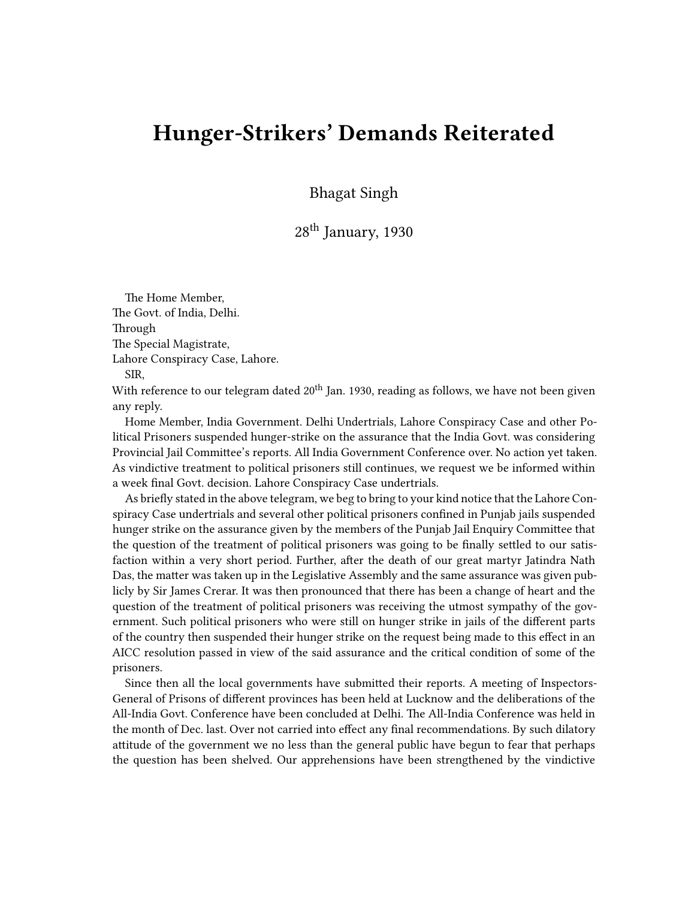# Hunger-Strikers' Demands Reiterated

Bhagat Singh

28th January, 1930

The Home Member,
The Govt. of India, Delhi.
Through
The Special Magistrate,
Lahore Conspiracy Case, Lahore.

SIR,

With reference to our telegram dated 20th Jan. 1930, reading as follows, we have not been given any reply.

Home Member, India Government. Delhi Undertrials, Lahore Conspiracy Case and other Political Prisoners suspended hunger-strike on the assurance that the India Govt. was considering Provincial Jail Committee's reports. All India Government Conference over. No action yet taken. As vindictive treatment to political prisoners still continues, we request we be informed within a week final Govt. decision. Lahore Conspiracy Case undertrials.

As briefly stated in the above telegram, we beg to bring to your kind notice that the Lahore Conspiracy Case undertrials and several other political prisoners confined in Punjab jails suspended hunger strike on the assurance given by the members of the Punjab Jail Enquiry Committee that the question of the treatment of political prisoners was going to be finally settled to our satisfaction within a very short period. Further, after the death of our great martyr Jatindra Nath Das, the matter was taken up in the Legislative Assembly and the same assurance was given publicly by Sir James Crerar. It was then pronounced that there has been a change of heart and the question of the treatment of political prisoners was receiving the utmost sympathy of the government. Such political prisoners who were still on hunger strike in jails of the different parts of the country then suspended their hunger strike on the request being made to this effect in an AICC resolution passed in view of the said assurance and the critical condition of some of the prisoners.

Since then all the local governments have submitted their reports. A meeting of Inspectors-General of Prisons of different provinces has been held at Lucknow and the deliberations of the All-India Govt. Conference have been concluded at Delhi. The All-India Conference was held in the month of Dec. last. Over not carried into effect any final recommendations. By such dilatory attitude of the government we no less than the general public have begun to fear that perhaps the question has been shelved. Our apprehensions have been strengthened by the vindictive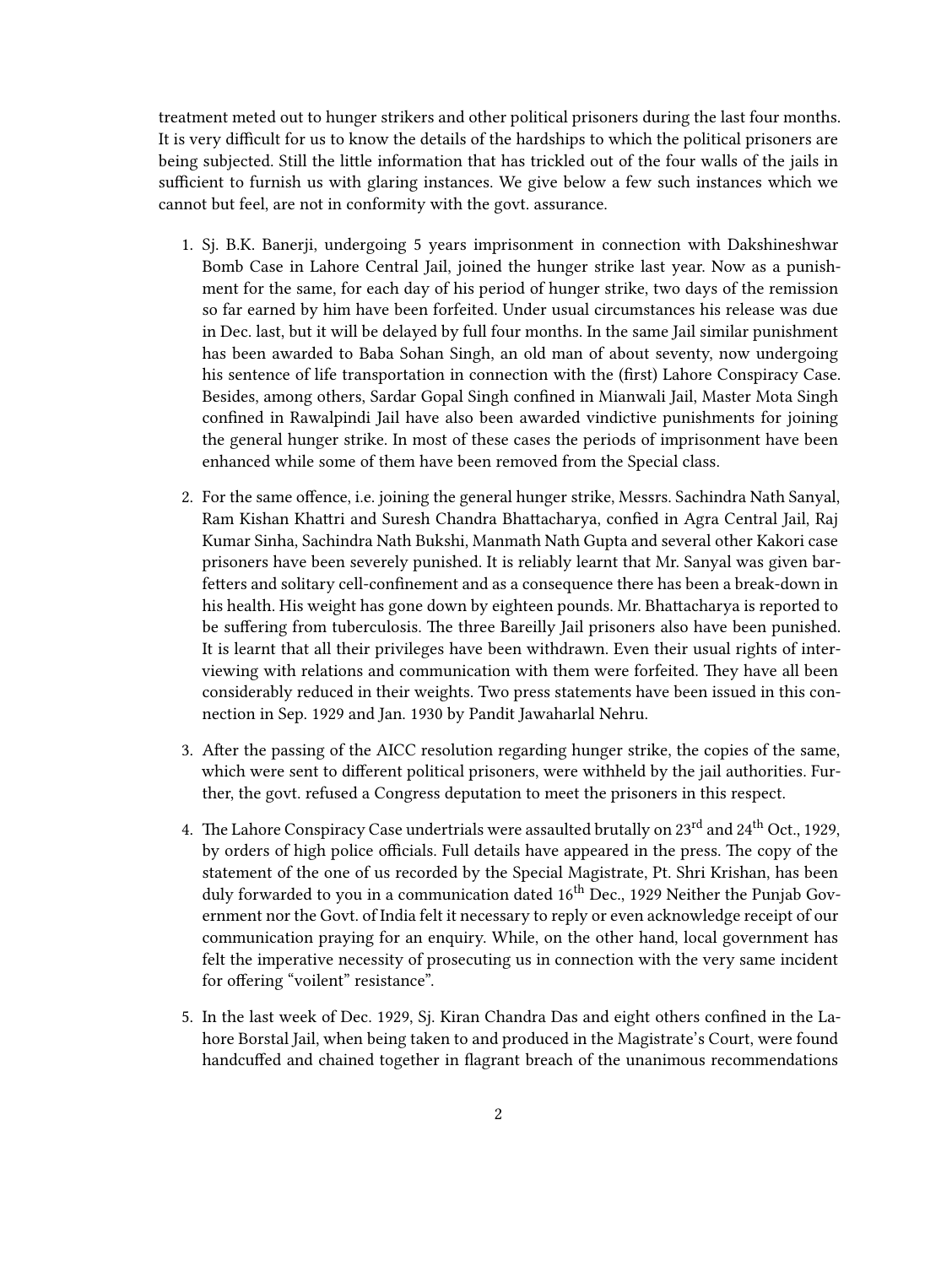treatment meted out to hunger strikers and other political prisoners during the last four months. It is very difficult for us to know the details of the hardships to which the political prisoners are being subjected. Still the little information that has trickled out of the four walls of the jails in sufficient to furnish us with glaring instances. We give below a few such instances which we cannot but feel, are not in conformity with the govt. assurance.

1. Sj. B.K. Banerji, undergoing 5 years imprisonment in connection with Dakshineshwar Bomb Case in Lahore Central Jail, joined the hunger strike last year. Now as a punishment for the same, for each day of his period of hunger strike, two days of the remission so far earned by him have been forfeited. Under usual circumstances his release was due in Dec. last, but it will be delayed by full four months. In the same Jail similar punishment has been awarded to Baba Sohan Singh, an old man of about seventy, now undergoing his sentence of life transportation in connection with the (first) Lahore Conspiracy Case. Besides, among others, Sardar Gopal Singh confined in Mianwali Jail, Master Mota Singh confined in Rawalpindi Jail have also been awarded vindictive punishments for joining the general hunger strike. In most of these cases the periods of imprisonment have been enhanced while some of them have been removed from the Special class.

2. For the same offence, i.e. joining the general hunger strike, Messrs. Sachindra Nath Sanyal, Ram Kishan Khattri and Suresh Chandra Bhattacharya, confied in Agra Central Jail, Raj Kumar Sinha, Sachindra Nath Bukshi, Manmath Nath Gupta and several other Kakori case prisoners have been severely punished. It is reliably learnt that Mr. Sanyal was given bar-fetters and solitary cell-confinement and as a consequence there has been a break-down in his health. His weight has gone down by eighteen pounds. Mr. Bhattacharya is reported to be suffering from tuberculosis. The three Bareilly Jail prisoners also have been punished. It is learnt that all their privileges have been withdrawn. Even their usual rights of interviewing with relations and communication with them were forfeited. They have all been considerably reduced in their weights. Two press statements have been issued in this connection in Sep. 1929 and Jan. 1930 by Pandit Jawaharlal Nehru.

3. After the passing of the AICC resolution regarding hunger strike, the copies of the same, which were sent to different political prisoners, were withheld by the jail authorities. Further, the govt. refused a Congress deputation to meet the prisoners in this respect.

4. The Lahore Conspiracy Case undertrials were assaulted brutally on 23rd and 24th Oct., 1929, by orders of high police officials. Full details have appeared in the press. The copy of the statement of the one of us recorded by the Special Magistrate, Pt. Shri Krishan, has been duly forwarded to you in a communication dated 16th Dec., 1929 Neither the Punjab Government nor the Govt. of India felt it necessary to reply or even acknowledge receipt of our communication praying for an enquiry. While, on the other hand, local government has felt the imperative necessity of prosecuting us in connection with the very same incident for offering "voilent" resistance".

5. In the last week of Dec. 1929, Sj. Kiran Chandra Das and eight others confined in the Lahore Borstal Jail, when being taken to and produced in the Magistrate's Court, were found handcuffed and chained together in flagrant breach of the unanimous recommendations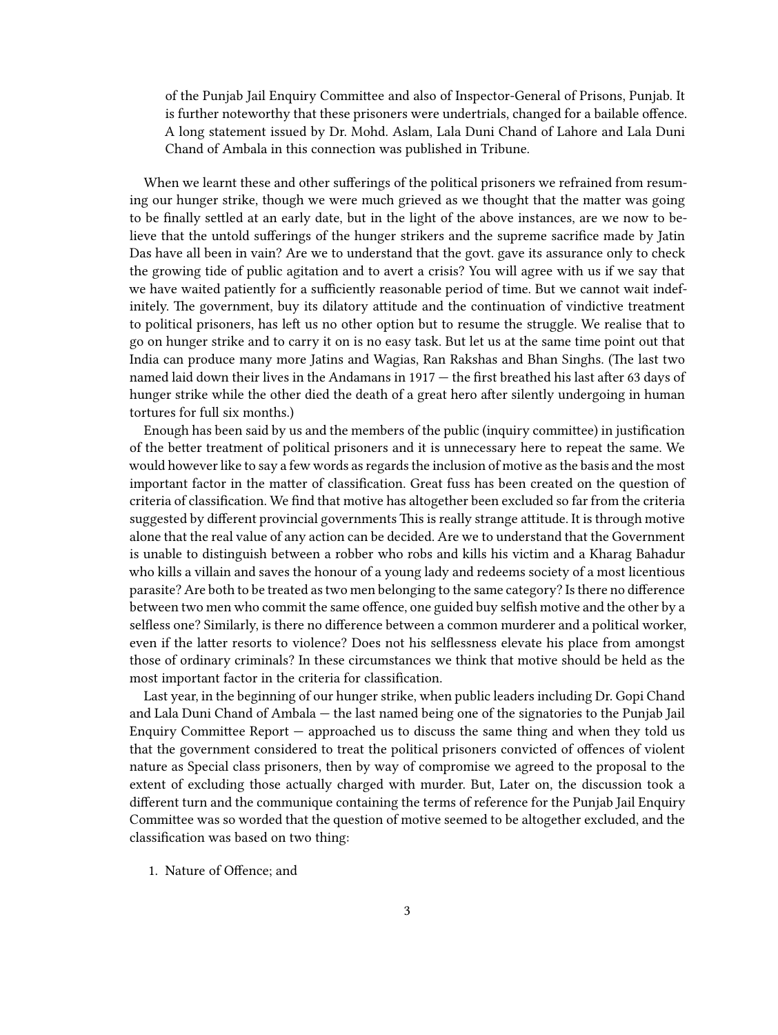> of the Punjab Jail Enquiry Committee and also of Inspector-General of Prisons, Punjab. It is further noteworthy that these prisoners were undertrials, changed for a bailable offence. A long statement issued by Dr. Mohd. Aslam, Lala Duni Chand of Lahore and Lala Duni Chand of Ambala in this connection was published in Tribune.

When we learnt these and other sufferings of the political prisoners we refrained from resuming our hunger strike, though we were much grieved as we thought that the matter was going to be finally settled at an early date, but in the light of the above instances, are we now to believe that the untold sufferings of the hunger strikers and the supreme sacrifice made by Jatin Das have all been in vain? Are we to understand that the govt. gave its assurance only to check the growing tide of public agitation and to avert a crisis? You will agree with us if we say that we have waited patiently for a sufficiently reasonable period of time. But we cannot wait indefinitely. The government, buy its dilatory attitude and the continuation of vindictive treatment to political prisoners, has left us no other option but to resume the struggle. We realise that to go on hunger strike and to carry it on is no easy task. But let us at the same time point out that India can produce many more Jatins and Wagias, Ran Rakshas and Bhan Singhs. (The last two named laid down their lives in the Andamans in 1917 — the first breathed his last after 63 days of hunger strike while the other died the death of a great hero after silently undergoing in human tortures for full six months.)

Enough has been said by us and the members of the public (inquiry committee) in justification of the better treatment of political prisoners and it is unnecessary here to repeat the same. We would however like to say a few words as regards the inclusion of motive as the basis and the most important factor in the matter of classification. Great fuss has been created on the question of criteria of classification. We find that motive has altogether been excluded so far from the criteria suggested by different provincial governments This is really strange attitude. It is through motive alone that the real value of any action can be decided. Are we to understand that the Government is unable to distinguish between a robber who robs and kills his victim and a Kharag Bahadur who kills a villain and saves the honour of a young lady and redeems society of a most licentious parasite? Are both to be treated as two men belonging to the same category? Is there no difference between two men who commit the same offence, one guided buy selfish motive and the other by a selfless one? Similarly, is there no difference between a common murderer and a political worker, even if the latter resorts to violence? Does not his selflessness elevate his place from amongst those of ordinary criminals? In these circumstances we think that motive should be held as the most important factor in the criteria for classification.

Last year, in the beginning of our hunger strike, when public leaders including Dr. Gopi Chand and Lala Duni Chand of Ambala — the last named being one of the signatories to the Punjab Jail Enquiry Committee Report — approached us to discuss the same thing and when they told us that the government considered to treat the political prisoners convicted of offences of violent nature as Special class prisoners, then by way of compromise we agreed to the proposal to the extent of excluding those actually charged with murder. But, Later on, the discussion took a different turn and the communique containing the terms of reference for the Punjab Jail Enquiry Committee was so worded that the question of motive seemed to be altogether excluded, and the classification was based on two thing:

1. Nature of Offence; and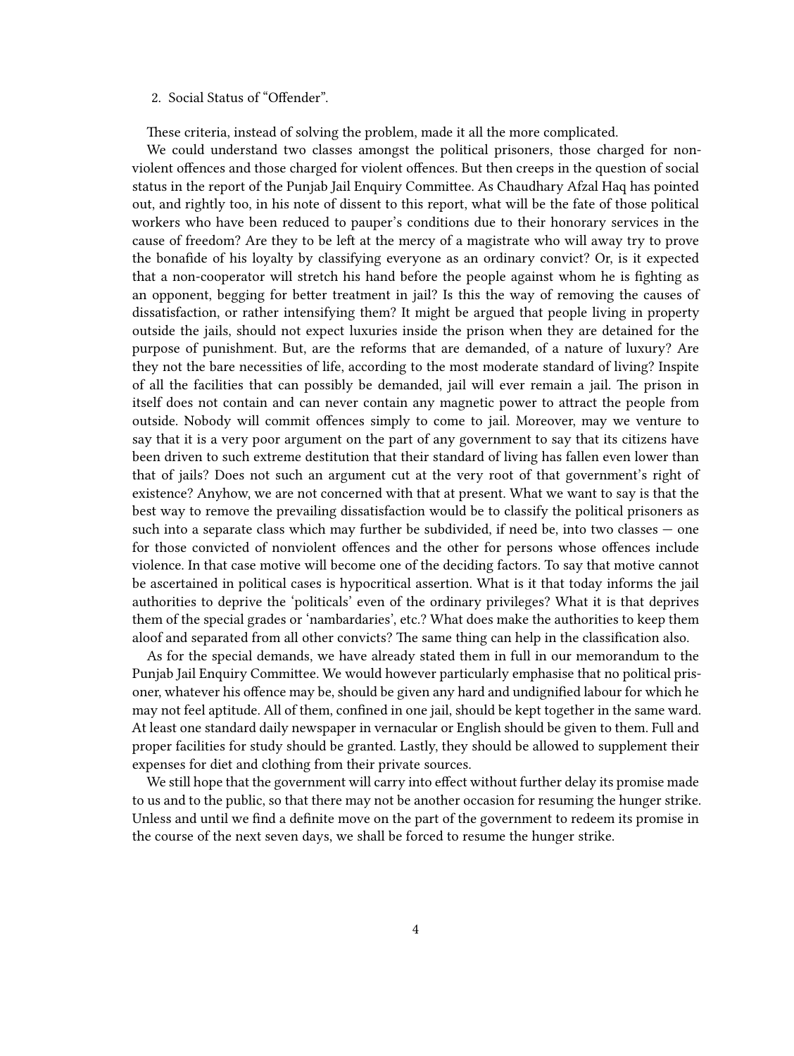2. Social Status of "Offender".

These criteria, instead of solving the problem, made it all the more complicated.

We could understand two classes amongst the political prisoners, those charged for non-violent offences and those charged for violent offences. But then creeps in the question of social status in the report of the Punjab Jail Enquiry Committee. As Chaudhary Afzal Haq has pointed out, and rightly too, in his note of dissent to this report, what will be the fate of those political workers who have been reduced to pauper's conditions due to their honorary services in the cause of freedom? Are they to be left at the mercy of a magistrate who will away try to prove the bonafide of his loyalty by classifying everyone as an ordinary convict? Or, is it expected that a non-cooperator will stretch his hand before the people against whom he is fighting as an opponent, begging for better treatment in jail? Is this the way of removing the causes of dissatisfaction, or rather intensifying them? It might be argued that people living in property outside the jails, should not expect luxuries inside the prison when they are detained for the purpose of punishment. But, are the reforms that are demanded, of a nature of luxury? Are they not the bare necessities of life, according to the most moderate standard of living? Inspite of all the facilities that can possibly be demanded, jail will ever remain a jail. The prison in itself does not contain and can never contain any magnetic power to attract the people from outside. Nobody will commit offences simply to come to jail. Moreover, may we venture to say that it is a very poor argument on the part of any government to say that its citizens have been driven to such extreme destitution that their standard of living has fallen even lower than that of jails? Does not such an argument cut at the very root of that government's right of existence? Anyhow, we are not concerned with that at present. What we want to say is that the best way to remove the prevailing dissatisfaction would be to classify the political prisoners as such into a separate class which may further be subdivided, if need be, into two classes — one for those convicted of nonviolent offences and the other for persons whose offences include violence. In that case motive will become one of the deciding factors. To say that motive cannot be ascertained in political cases is hypocritical assertion. What is it that today informs the jail authorities to deprive the 'politicals' even of the ordinary privileges? What it is that deprives them of the special grades or 'nambardaries', etc.? What does make the authorities to keep them aloof and separated from all other convicts? The same thing can help in the classification also.

As for the special demands, we have already stated them in full in our memorandum to the Punjab Jail Enquiry Committee. We would however particularly emphasise that no political prisoner, whatever his offence may be, should be given any hard and undignified labour for which he may not feel aptitude. All of them, confined in one jail, should be kept together in the same ward. At least one standard daily newspaper in vernacular or English should be given to them. Full and proper facilities for study should be granted. Lastly, they should be allowed to supplement their expenses for diet and clothing from their private sources.

We still hope that the government will carry into effect without further delay its promise made to us and to the public, so that there may not be another occasion for resuming the hunger strike. Unless and until we find a definite move on the part of the government to redeem its promise in the course of the next seven days, we shall be forced to resume the hunger strike.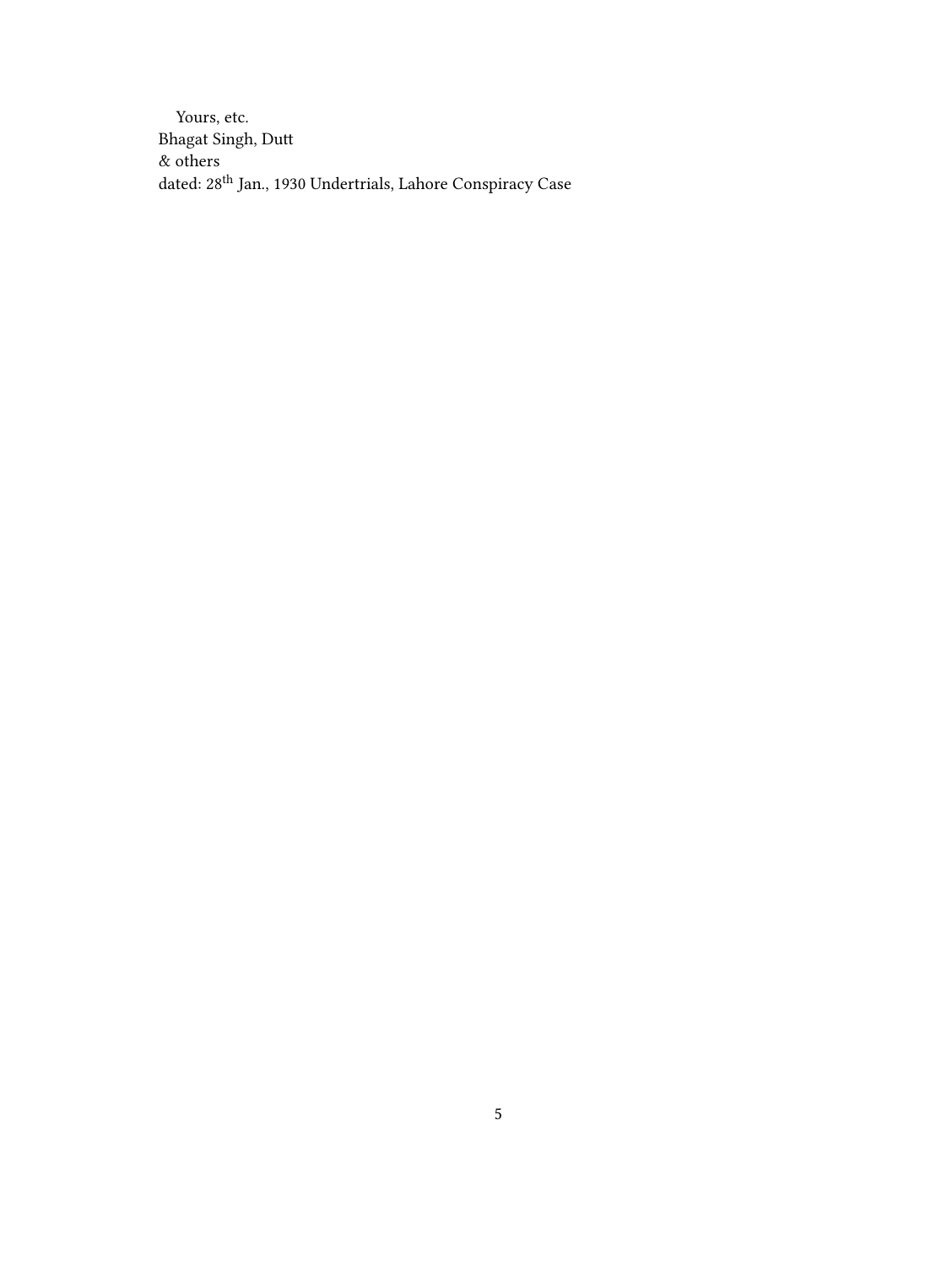Yours, etc.
Bhagat Singh, Dutt
& others
dated: 28th Jan., 1930 Undertrials, Lahore Conspiracy Case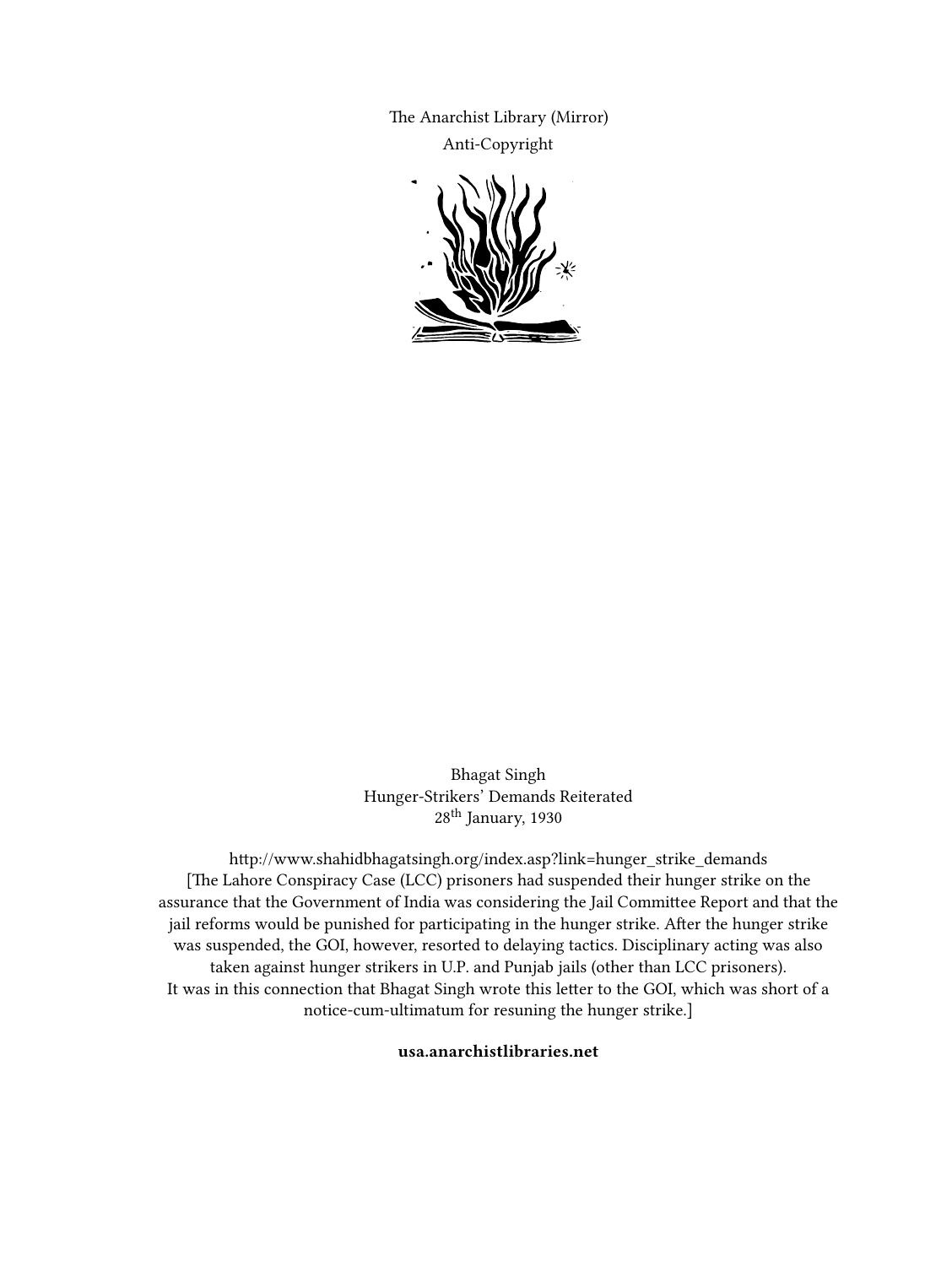The Anarchist Library (Mirror)

Anti-Copyright

Bhagat Singh

Hunger-Strikers' Demands Reiterated

28th January, 1930

http://www.shahidbhagatsingh.org/index.asp?link=hunger_strike_demands

[The Lahore Conspiracy Case (LCC) prisoners had suspended their hunger strike on the assurance that the Government of India was considering the Jail Committee Report and that the jail reforms would be punished for participating in the hunger strike. After the hunger strike was suspended, the GOI, however, resorted to delaying tactics. Disciplinary acting was also taken against hunger strikers in U.P. and Punjab jails (other than LCC prisoners).

It was in this connection that Bhagat Singh wrote this letter to the GOI, which was short of a notice-cum-ultimatum for resuning the hunger strike.]

**usa.anarchistlibraries.net**